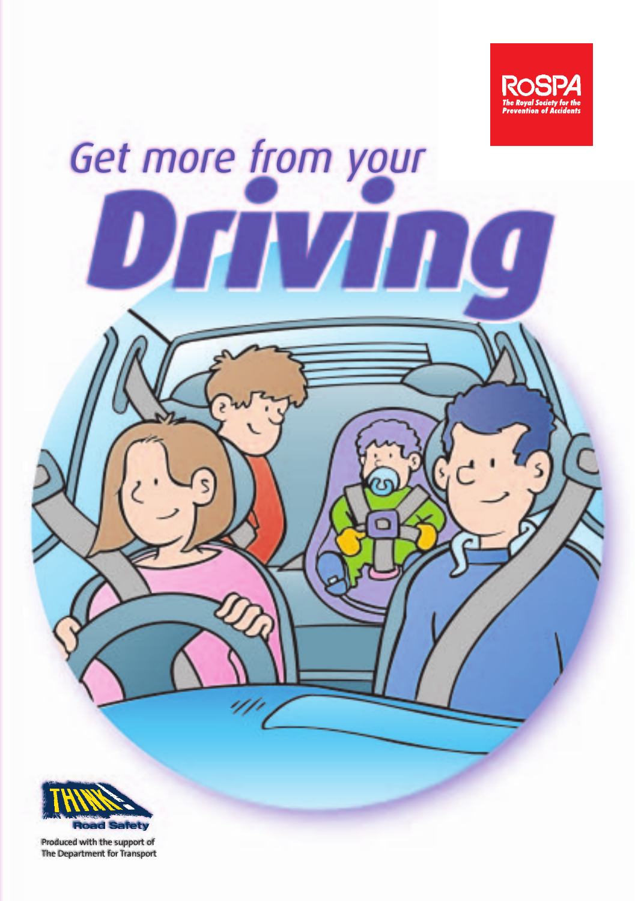RoSPA

The Royal Society for the Prevention of Accidents

# Get more from your Driving

THINK! Road Safety

Produced with the support of The Department for Transport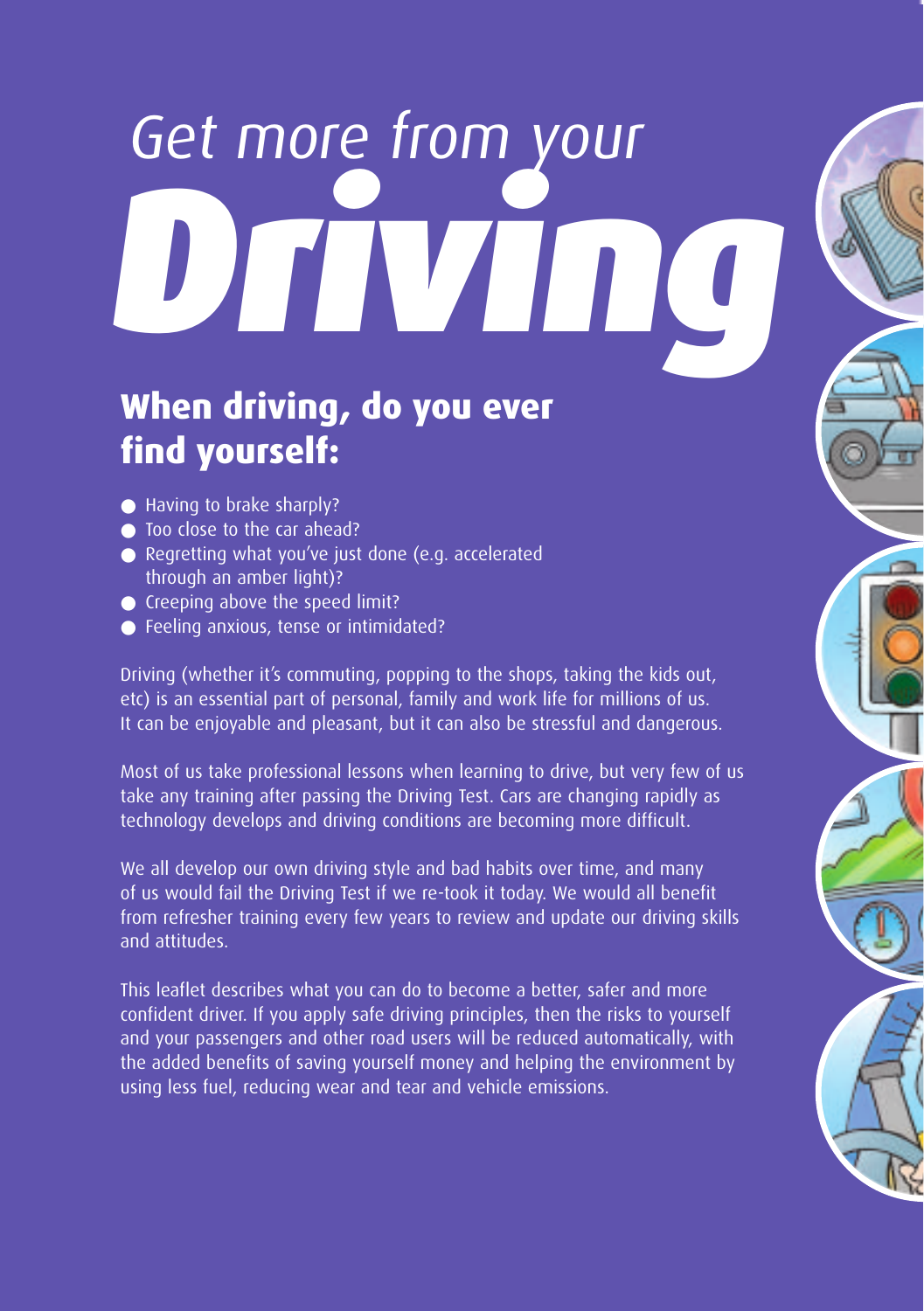# *Get more from your* ***Driving***

## **When driving, do you ever find yourself:**

- Having to brake sharply?
- Too close to the car ahead?
- Regretting what you've just done (e.g. accelerated through an amber light)?
- Creeping above the speed limit?
- Feeling anxious, tense or intimidated?

Driving (whether it's commuting, popping to the shops, taking the kids out, etc) is an essential part of personal, family and work life for millions of us. It can be enjoyable and pleasant, but it can also be stressful and dangerous.

Most of us take professional lessons when learning to drive, but very few of us take any training after passing the Driving Test. Cars are changing rapidly as technology develops and driving conditions are becoming more difficult.

We all develop our own driving style and bad habits over time, and many of us would fail the Driving Test if we re-took it today. We would all benefit from refresher training every few years to review and update our driving skills and attitudes.

This leaflet describes what you can do to become a better, safer and more confident driver. If you apply safe driving principles, then the risks to yourself and your passengers and other road users will be reduced automatically, with the added benefits of saving yourself money and helping the environment by using less fuel, reducing wear and tear and vehicle emissions.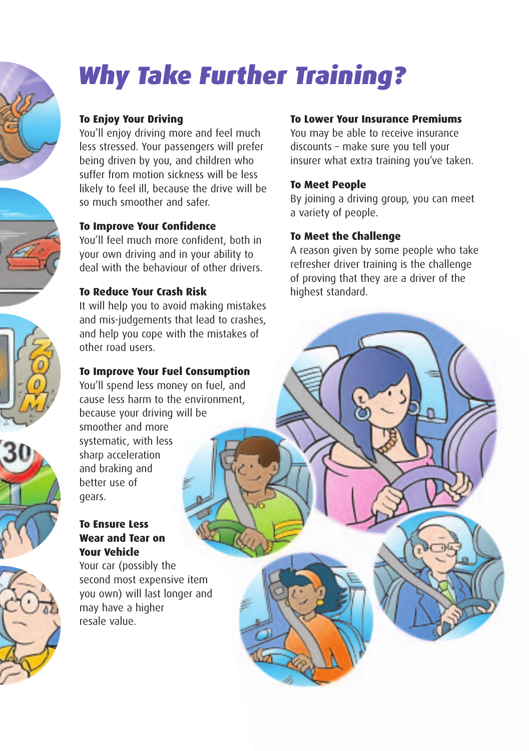# Why Take Further Training?

### To Enjoy Your Driving

You'll enjoy driving more and feel much less stressed. Your passengers will prefer being driven by you, and children who suffer from motion sickness will be less likely to feel ill, because the drive will be so much smoother and safer.

### To Improve Your Confidence

You'll feel much more confident, both in your own driving and in your ability to deal with the behaviour of other drivers.

### To Reduce Your Crash Risk

It will help you to avoid making mistakes and mis-judgements that lead to crashes, and help you cope with the mistakes of other road users.

### To Improve Your Fuel Consumption

You'll spend less money on fuel, and cause less harm to the environment, because your driving will be smoother and more systematic, with less sharp acceleration and braking and better use of gears.

### To Ensure Less Wear and Tear on Your Vehicle

Your car (possibly the second most expensive item you own) will last longer and may have a higher resale value.

### To Lower Your Insurance Premiums

You may be able to receive insurance discounts – make sure you tell your insurer what extra training you've taken.

### To Meet People

By joining a driving group, you can meet a variety of people.

### To Meet the Challenge

A reason given by some people who take refresher driver training is the challenge of proving that they are a driver of the highest standard.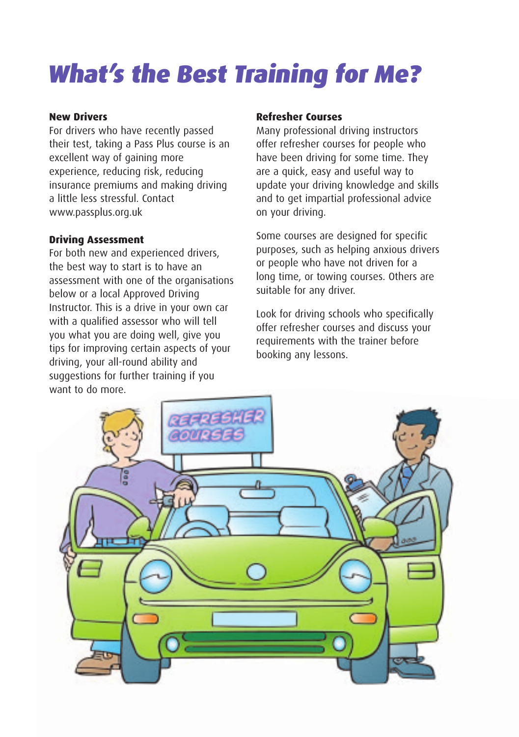# What's the Best Training for Me?

**New Drivers**

For drivers who have recently passed their test, taking a Pass Plus course is an excellent way of gaining more experience, reducing risk, reducing insurance premiums and making driving a little less stressful. Contact www.passplus.org.uk

**Driving Assessment**

For both new and experienced drivers, the best way to start is to have an assessment with one of the organisations below or a local Approved Driving Instructor. This is a drive in your own car with a qualified assessor who will tell you what you are doing well, give you tips for improving certain aspects of your driving, your all-round ability and suggestions for further training if you want to do more.

**Refresher Courses**

Many professional driving instructors offer refresher courses for people who have been driving for some time. They are a quick, easy and useful way to update your driving knowledge and skills and to get impartial professional advice on your driving.

Some courses are designed for specific purposes, such as helping anxious drivers or people who have not driven for a long time, or towing courses. Others are suitable for any driver.

Look for driving schools who specifically offer refresher courses and discuss your requirements with the trainer before booking any lessons.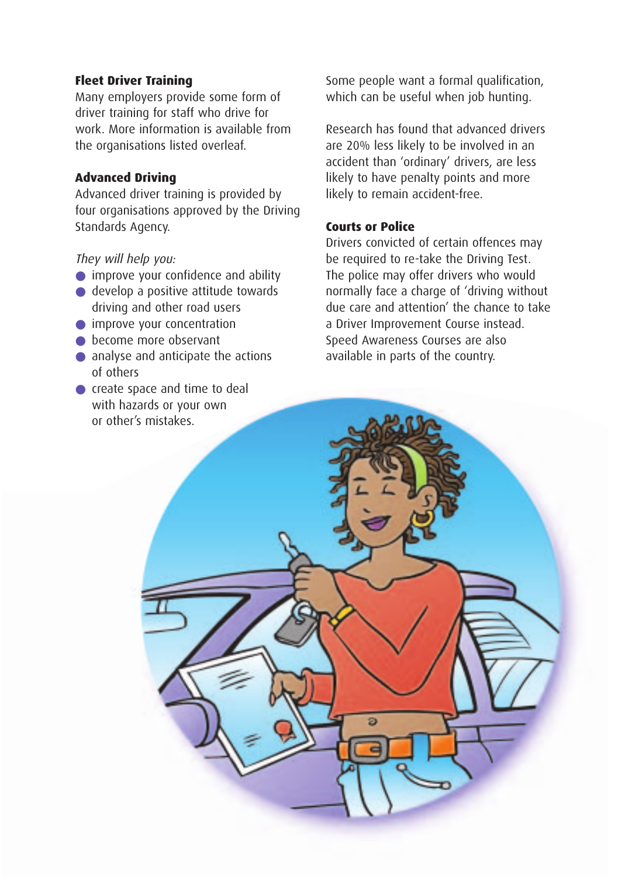### Fleet Driver Training

Many employers provide some form of driver training for staff who drive for work. More information is available from the organisations listed overleaf.

### Advanced Driving

Advanced driver training is provided by four organisations approved by the Driving Standards Agency.

*They will help you:*

- improve your confidence and ability
- develop a positive attitude towards driving and other road users
- improve your concentration
- become more observant
- analyse and anticipate the actions of others
- create space and time to deal with hazards or your own or other's mistakes.

Some people want a formal qualification, which can be useful when job hunting.

Research has found that advanced drivers are 20% less likely to be involved in an accident than 'ordinary' drivers, are less likely to have penalty points and more likely to remain accident-free.

### Courts or Police

Drivers convicted of certain offences may be required to re-take the Driving Test. The police may offer drivers who would normally face a charge of 'driving without due care and attention' the chance to take a Driver Improvement Course instead. Speed Awareness Courses are also available in parts of the country.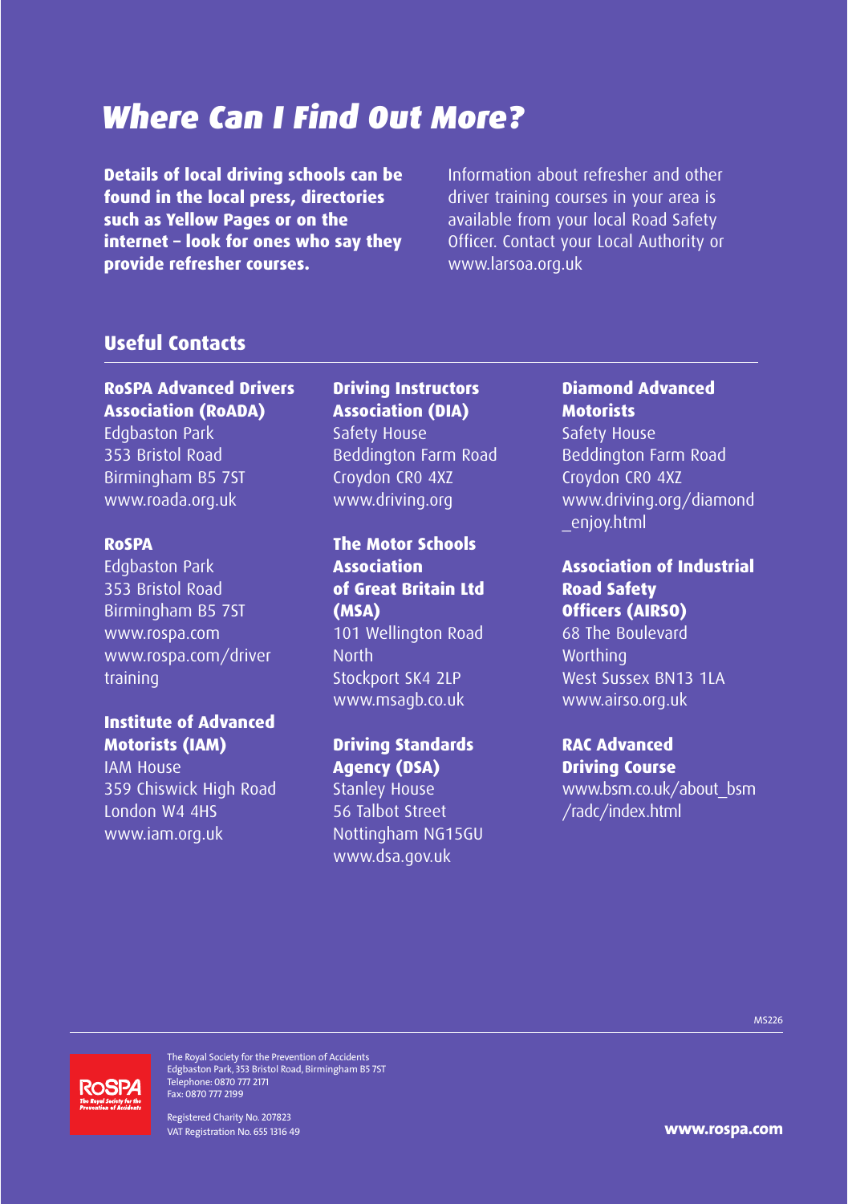# Where Can I Find Out More?

**Details of local driving schools can be found in the local press, directories such as Yellow Pages or on the internet – look for ones who say they provide refresher courses.**

Information about refresher and other driver training courses in your area is available from your local Road Safety Officer. Contact your Local Authority or www.larsoa.org.uk

## Useful Contacts

**RoSPA Advanced Drivers Association (RoADA)**
Edgbaston Park
353 Bristol Road
Birmingham B5 7ST
www.roada.org.uk

**RoSPA**
Edgbaston Park
353 Bristol Road
Birmingham B5 7ST
www.rospa.com
www.rospa.com/driver training

**Institute of Advanced Motorists (IAM)**
IAM House
359 Chiswick High Road
London W4 4HS
www.iam.org.uk

**Driving Instructors Association (DIA)**
Safety House
Beddington Farm Road
Croydon CR0 4XZ
www.driving.org

**The Motor Schools Association of Great Britain Ltd (MSA)**
101 Wellington Road North
Stockport SK4 2LP
www.msagb.co.uk

**Driving Standards Agency (DSA)**
Stanley House
56 Talbot Street
Nottingham NG15GU
www.dsa.gov.uk

**Diamond Advanced Motorists**
Safety House
Beddington Farm Road
Croydon CR0 4XZ
www.driving.org/diamond_enjoy.html

**Association of Industrial Road Safety Officers (AIRSO)**
68 The Boulevard
Worthing
West Sussex BN13 1LA
www.airso.org.uk

**RAC Advanced Driving Course**
www.bsm.co.uk/about_bsm/radc/index.html

MS226

The Royal Society for the Prevention of Accidents
Edgbaston Park, 353 Bristol Road, Birmingham B5 7ST
Telephone: 0870 777 2171
Fax: 0870 777 2199

Registered Charity No. 207823
VAT Registration No. 655 1316 49

**www.rospa.com**